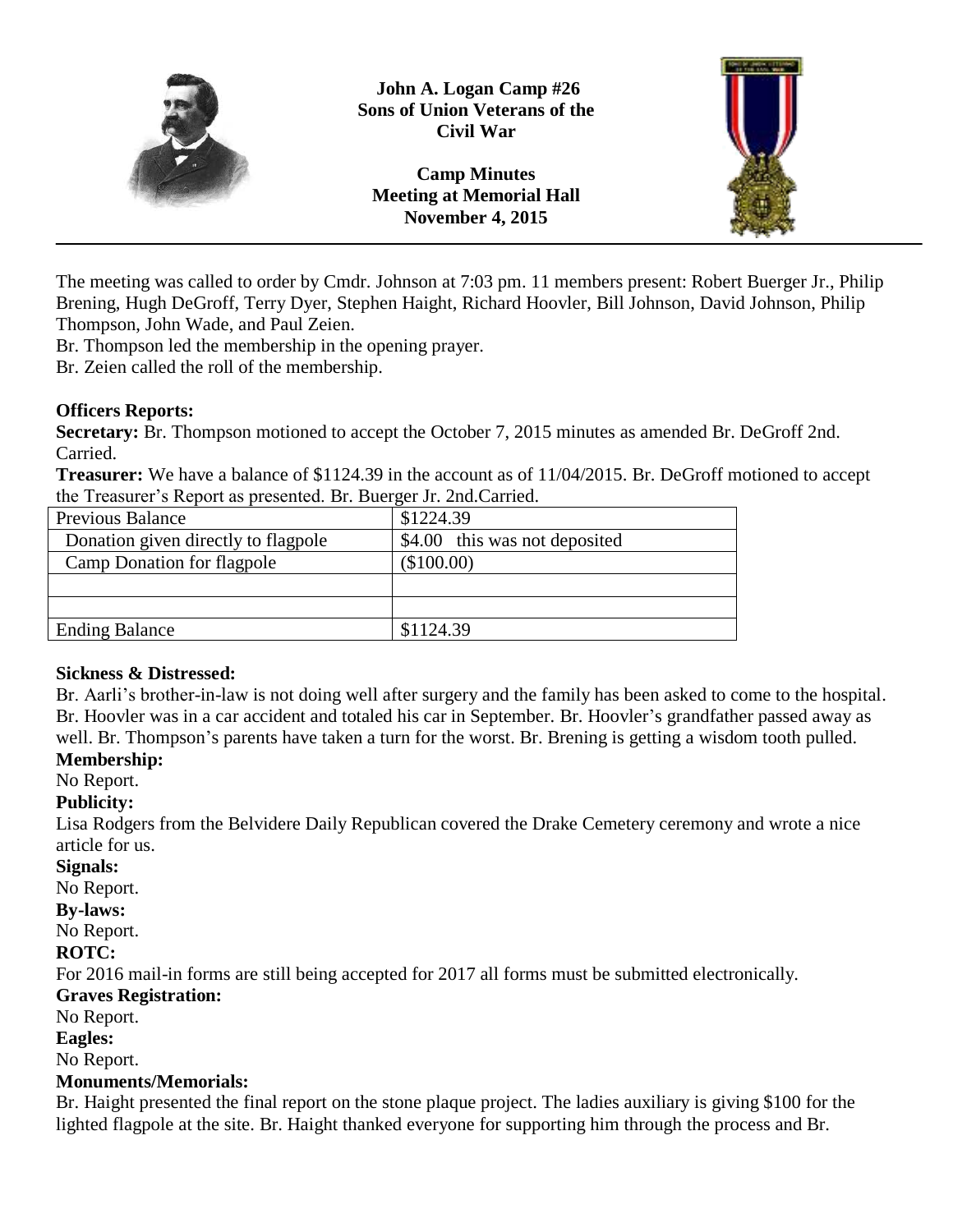**John A. Logan Camp #26**
**Sons of Union Veterans of the Civil War**

**Camp Minutes**
**Meeting at Memorial Hall**
**November 4, 2015**

---

The meeting was called to order by Cmdr. Johnson at 7:03 pm. 11 members present: Robert Buerger Jr., Philip Brening, Hugh DeGroff, Terry Dyer, Stephen Haight, Richard Hoovler, Bill Johnson, David Johnson, Philip Thompson, John Wade, and Paul Zeien.

Br. Thompson led the membership in the opening prayer.

Br. Zeien called the roll of the membership.

**Officers Reports:**

**Secretary:** Br. Thompson motioned to accept the October 7, 2015 minutes as amended Br. DeGroff 2nd. Carried.

**Treasurer:** We have a balance of $1124.39 in the account as of 11/04/2015. Br. DeGroff motioned to accept the Treasurer's Report as presented. Br. Buerger Jr. 2nd.Carried.

| Previous Balance | $1224.39 |
|---|---|
| Donation given directly to flagpole | $4.00 this was not deposited |
| Camp Donation for flagpole | ($100.00) |
| | |
| | |
| Ending Balance | $1124.39 |

**Sickness & Distressed:**

Br. Aarli's brother-in-law is not doing well after surgery and the family has been asked to come to the hospital. Br. Hoovler was in a car accident and totaled his car in September. Br. Hoovler's grandfather passed away as well. Br. Thompson's parents have taken a turn for the worst. Br. Brening is getting a wisdom tooth pulled.

**Membership:**

No Report.

**Publicity:**

Lisa Rodgers from the Belvidere Daily Republican covered the Drake Cemetery ceremony and wrote a nice article for us.

**Signals:**

No Report.

**By-laws:**

No Report.

**ROTC:**

For 2016 mail-in forms are still being accepted for 2017 all forms must be submitted electronically.

**Graves Registration:**

No Report.

**Eagles:**

No Report.

**Monuments/Memorials:**

Br. Haight presented the final report on the stone plaque project. The ladies auxiliary is giving $100 for the lighted flagpole at the site. Br. Haight thanked everyone for supporting him through the process and Br.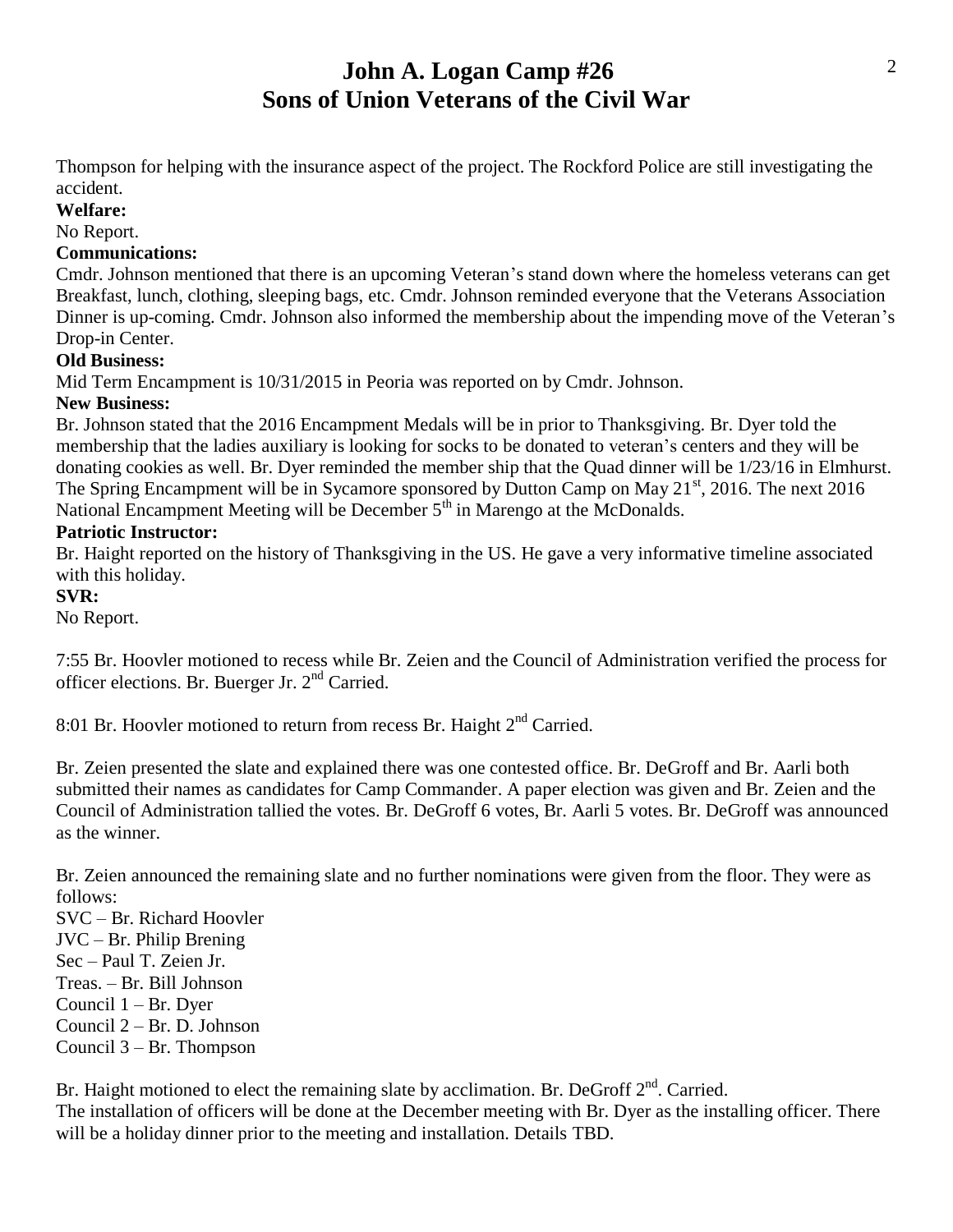# John A. Logan Camp #26
# Sons of Union Veterans of the Civil War

Thompson for helping with the insurance aspect of the project. The Rockford Police are still investigating the accident.

**Welfare:**

No Report.

**Communications:**

Cmdr. Johnson mentioned that there is an upcoming Veteran's stand down where the homeless veterans can get Breakfast, lunch, clothing, sleeping bags, etc. Cmdr. Johnson reminded everyone that the Veterans Association Dinner is up-coming. Cmdr. Johnson also informed the membership about the impending move of the Veteran's Drop-in Center.

**Old Business:**

Mid Term Encampment is 10/31/2015 in Peoria was reported on by Cmdr. Johnson.

**New Business:**

Br. Johnson stated that the 2016 Encampment Medals will be in prior to Thanksgiving. Br. Dyer told the membership that the ladies auxiliary is looking for socks to be donated to veteran's centers and they will be donating cookies as well. Br. Dyer reminded the member ship that the Quad dinner will be 1/23/16 in Elmhurst. The Spring Encampment will be in Sycamore sponsored by Dutton Camp on May 21st, 2016. The next 2016 National Encampment Meeting will be December 5th in Marengo at the McDonalds.

**Patriotic Instructor:**

Br. Haight reported on the history of Thanksgiving in the US. He gave a very informative timeline associated with this holiday.

**SVR:**

No Report.

7:55 Br. Hoovler motioned to recess while Br. Zeien and the Council of Administration verified the process for officer elections. Br. Buerger Jr. 2nd Carried.

8:01 Br. Hoovler motioned to return from recess Br. Haight 2nd Carried.

Br. Zeien presented the slate and explained there was one contested office. Br. DeGroff and Br. Aarli both submitted their names as candidates for Camp Commander. A paper election was given and Br. Zeien and the Council of Administration tallied the votes. Br. DeGroff 6 votes, Br. Aarli 5 votes. Br. DeGroff was announced as the winner.

Br. Zeien announced the remaining slate and no further nominations were given from the floor. They were as follows:

SVC – Br. Richard Hoovler  
JVC – Br. Philip Brening  
Sec – Paul T. Zeien Jr.  
Treas. – Br. Bill Johnson  
Council 1 – Br. Dyer  
Council 2 – Br. D. Johnson  
Council 3 – Br. Thompson

Br. Haight motioned to elect the remaining slate by acclimation. Br. DeGroff 2nd. Carried.  
The installation of officers will be done at the December meeting with Br. Dyer as the installing officer. There will be a holiday dinner prior to the meeting and installation. Details TBD.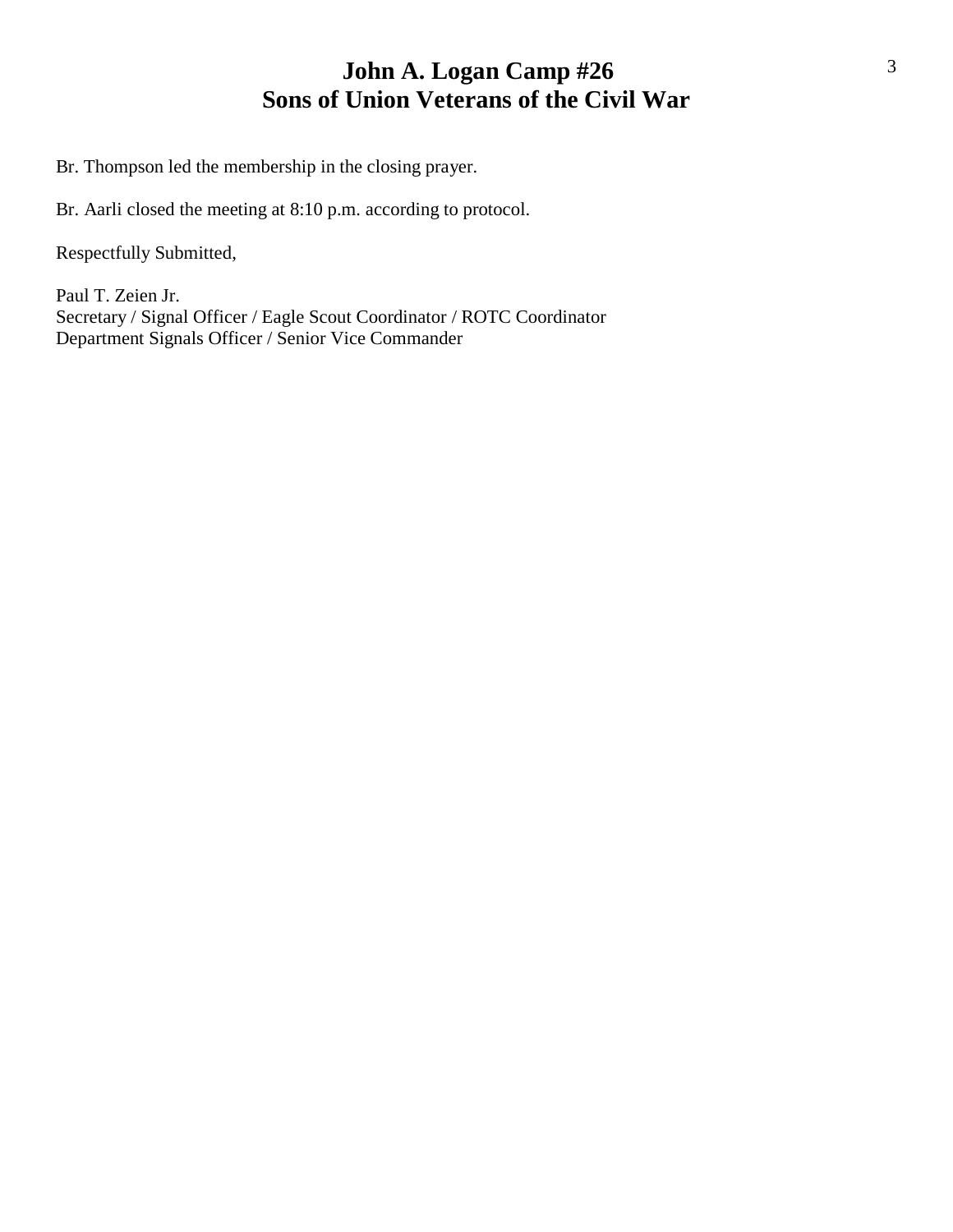Br. Thompson led the membership in the closing prayer.

Br. Aarli closed the meeting at 8:10 p.m. according to protocol.

Respectfully Submitted,

Paul T. Zeien Jr.
Secretary / Signal Officer / Eagle Scout Coordinator / ROTC Coordinator
Department Signals Officer / Senior Vice Commander